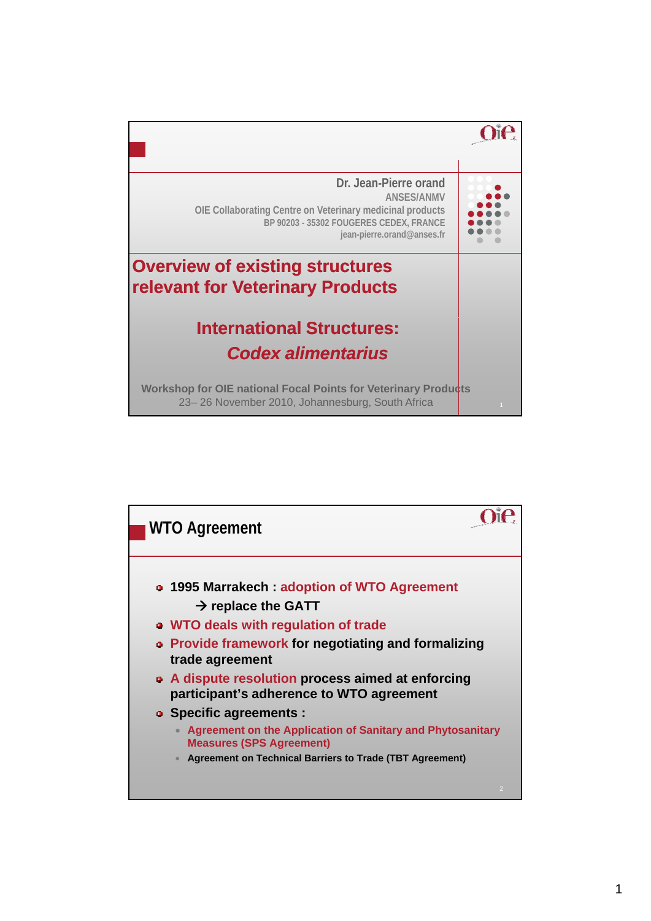Dr. Jean-Pierre orand
ANSES/ANMV
OIE Collaborating Centre on Veterinary medicinal products
BP 90203 - 35302 FOUGERES CEDEX, FRANCE
jean-pierre.orand@anses.fr

# Overview of existing structures relevant for Veterinary Products

## International Structures: *Codex alimentarius*

Workshop for OIE national Focal Points for Veterinary Products
23– 26 November 2010, Johannesburg, South Africa

## WTO Agreement

- **1995 Marrakech : adoption of WTO Agreement**
  **→ replace the GATT**
- **WTO deals with regulation of trade**
- **Provide framework for negotiating and formalizing trade agreement**
- **A dispute resolution process aimed at enforcing participant's adherence to WTO agreement**
- **Specific agreements :**
  - **Agreement on the Application of Sanitary and Phytosanitary Measures (SPS Agreement)**
  - **Agreement on Technical Barriers to Trade (TBT Agreement)**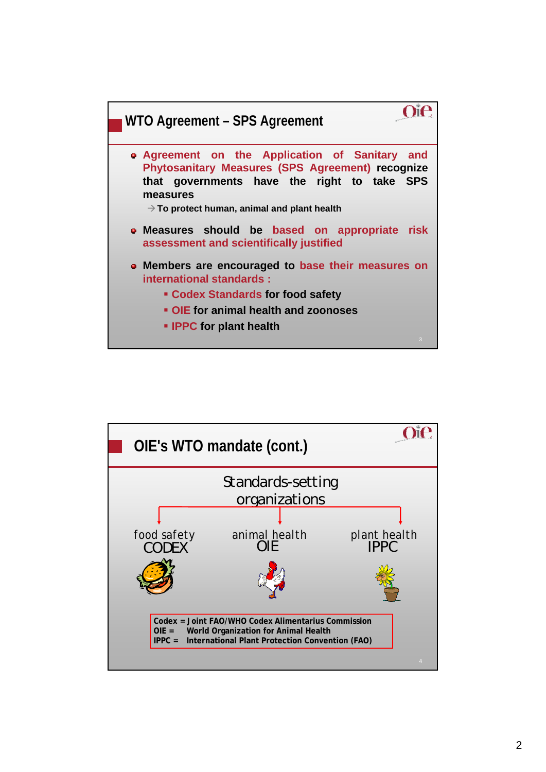## WTO Agreement – SPS Agreement

- Agreement on the Application of Sanitary and Phytosanitary Measures (SPS Agreement) recognize that governments have the right to take SPS measures
  - → To protect human, animal and plant health
- Measures should be based on appropriate risk assessment and scientifically justified
- Members are encouraged to base their measures on international standards :
  - Codex Standards for food safety
  - OIE for animal health and zoonoses
  - IPPC for plant health

## OIE's WTO mandate (cont.)

Standards-setting organizations

- food safety: CODEX
- animal health: OIE
- plant health: IPPC

Codex = Joint FAO/WHO Codex Alimentarius Commission
OIE = World Organization for Animal Health
IPPC = International Plant Protection Convention (FAO)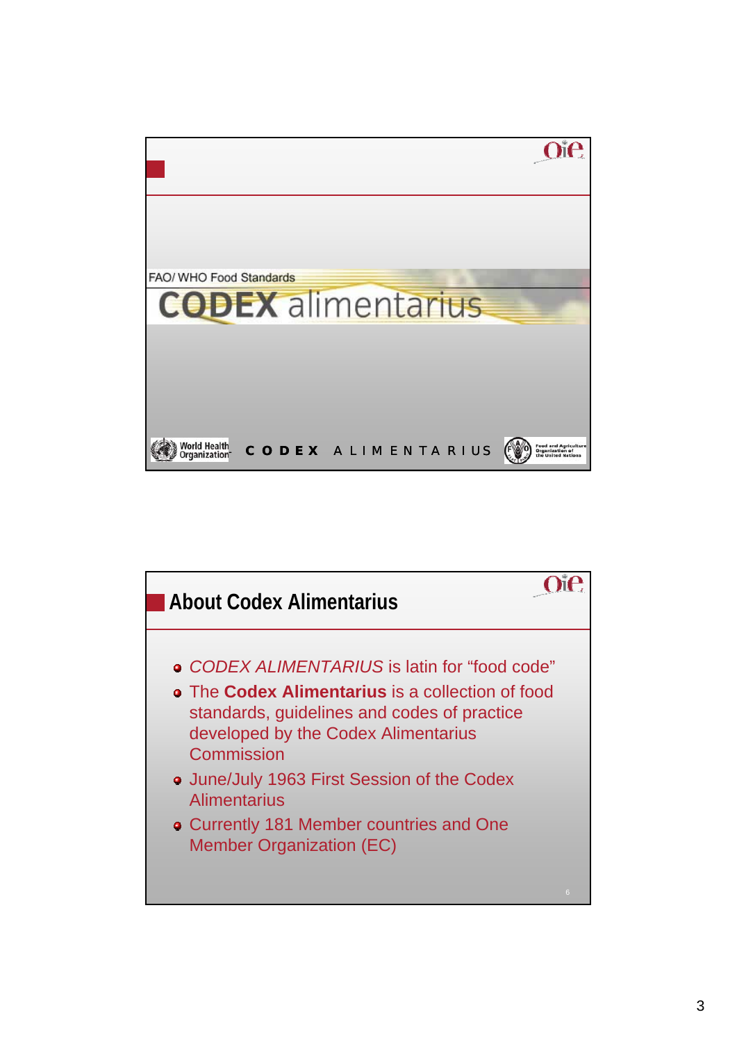FAO/ WHO Food Standards

# CODEX alimentarius

World Health Organization CODEX ALIMENTARIUS Food and Agriculture Organization of the United Nations

## About Codex Alimentarius

- *CODEX ALIMENTARIUS* is latin for “food code”
- The **Codex Alimentarius** is a collection of food standards, guidelines and codes of practice developed by the Codex Alimentarius Commission
- June/July 1963 First Session of the Codex Alimentarius
- Currently 181 Member countries and One Member Organization (EC)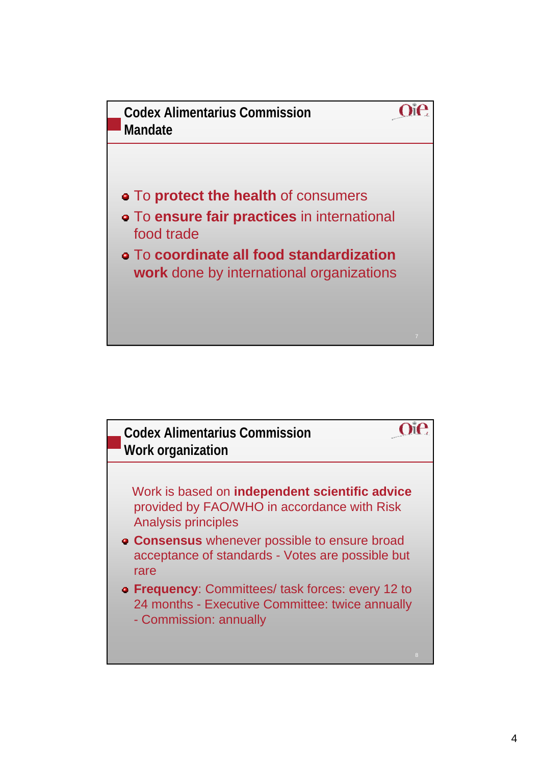## Codex Alimentarius Commission Mandate

- To **protect the health** of consumers
- To **ensure fair practices** in international food trade
- To **coordinate all food standardization work** done by international organizations

## Codex Alimentarius Commission Work organization

Work is based on **independent scientific advice** provided by FAO/WHO in accordance with Risk Analysis principles

- **Consensus** whenever possible to ensure broad acceptance of standards - Votes are possible but rare
- **Frequency**: Committees/ task forces: every 12 to 24 months - Executive Committee: twice annually - Commission: annually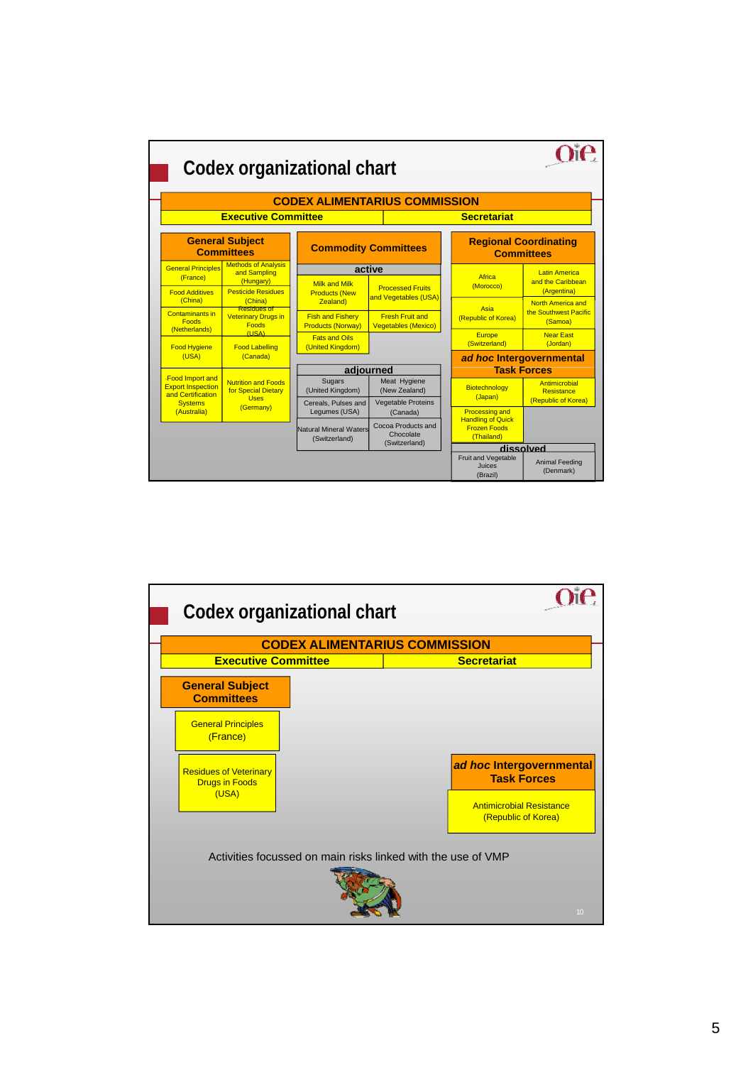# Codex organizational chart

**CODEX ALIMENTARIUS COMMISSION**

**Executive Committee** | **Secretariat**

## General Subject Committees

| | |
|---|---|
| General Principles (France) | Methods of Analysis and Sampling (Hungary) |
| Food Additives (China) | Pesticide Residues (China) |
| Contaminants in Foods (Netherlands) | Residues of Veterinary Drugs in Foods (USA) |
| Food Hygiene (USA) | Food Labelling (Canada) |
| Food Import and Export Inspection and Certification Systems (Australia) | Nutrition and Foods for Special Dietary Uses (Germany) |

## Commodity Committees

**active**

| | |
|---|---|
| Milk and Milk Products (New Zealand) | Processed Fruits and Vegetables (USA) |
| Fish and Fishery Products (Norway) | Fresh Fruit and Vegetables (Mexico) |
| Fats and Oils (United Kingdom) | |

**adjourned**

| | |
|---|---|
| Sugars (United Kingdom) | Meat Hygiene (New Zealand) |
| Cereals, Pulses and Legumes (USA) | Vegetable Proteins (Canada) |
| Natural Mineral Waters (Switzerland) | Cocoa Products and Chocolate (Switzerland) |

## Regional Coordinating Committees

| | |
|---|---|
| Africa (Morocco) | Latin America and the Caribbean (Argentina) |
| Asia (Republic of Korea) | North America and the Southwest Pacific (Samoa) |
| Europe (Switzerland) | Near East (Jordan) |

## *ad hoc* Intergovernmental Task Forces

| | |
|---|---|
| Biotechnology (Japan) | Antimicrobial Resistance (Republic of Korea) |
| Processing and Handling of Quick Frozen Foods (Thailand) | |

**dissolved**

| | |
|---|---|
| Fruit and Vegetable Juices (Brazil) | Animal Feeding (Denmark) |

---

# Codex organizational chart

**CODEX ALIMENTARIUS COMMISSION**

**Executive Committee** | **Secretariat**

## General Subject Committees

- General Principles (France)
- Residues of Veterinary Drugs in Foods (USA)

## *ad hoc* Intergovernmental Task Forces

- Antimicrobial Resistance (Republic of Korea)

Activities focussed on main risks linked with the use of VMP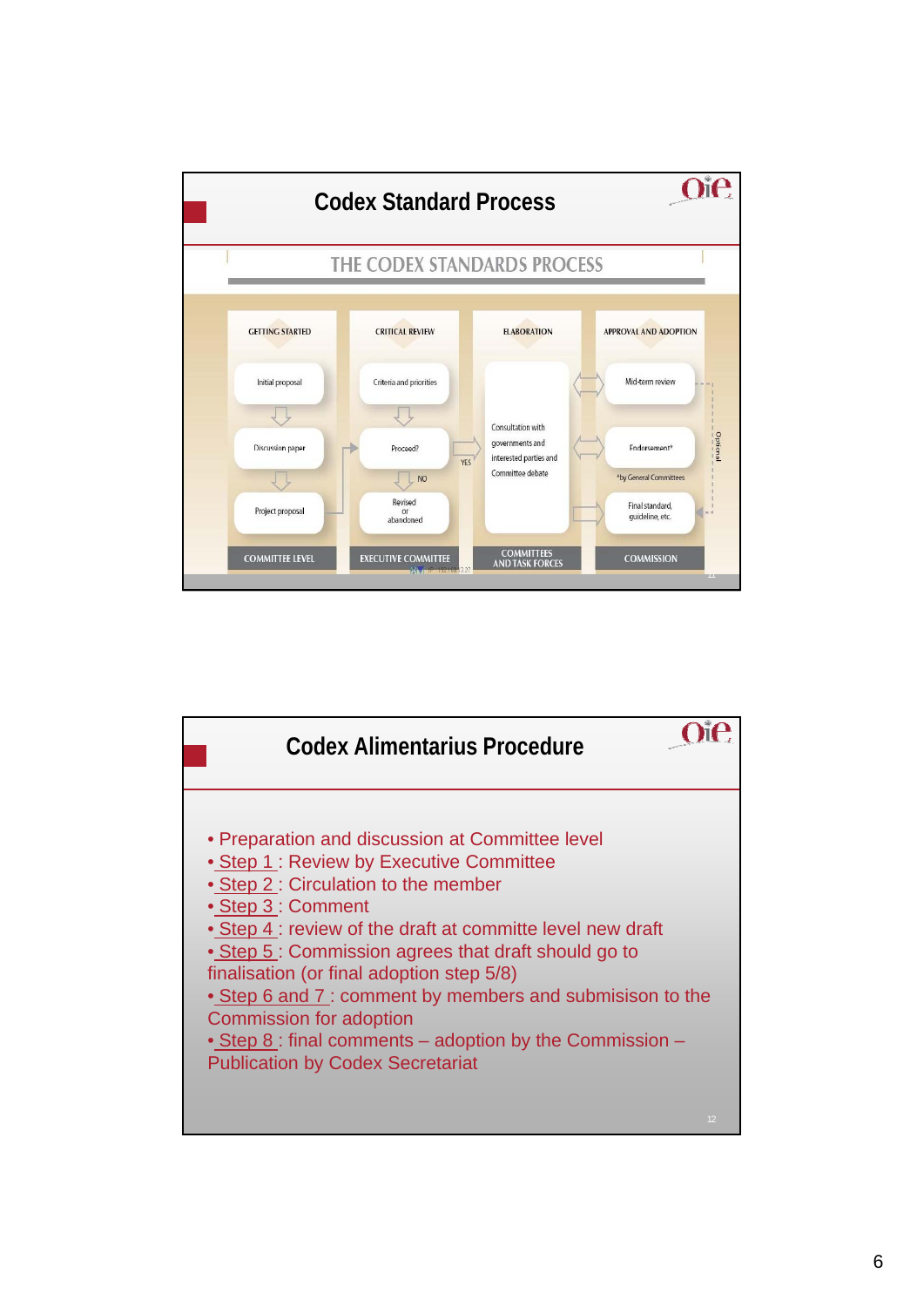## Codex Standard Process

THE CODEX STANDARDS PROCESS

| GETTING STARTED | CRITICAL REVIEW | ELABORATION | APPROVAL AND ADOPTION |
|---|---|---|---|
| Initial proposal | Criteria and priorities | Consultation with governments and interested parties and Committee debate | Mid-term review |
| Discussion paper | Proceed? (YES / NO) | | Endorsement* |
| Project proposal | Revised or abandoned | | Final standard, guideline, etc. |
| COMMITTEE LEVEL | EXECUTIVE COMMITTEE | COMMITTEES AND TASK FORCES | COMMISSION |

*by General Committees

Optional

## Codex Alimentarius Procedure

- Preparation and discussion at Committee level
- Step 1 : Review by Executive Committee
- Step 2 : Circulation to the member
- Step 3 : Comment
- Step 4 : review of the draft at committe level new draft
- Step 5 : Commission agrees that draft should go to finalisation (or final adoption step 5/8)
- Step 6 and 7 : comment by members and submisison to the Commission for adoption
- Step 8 : final comments – adoption by the Commission – Publication by Codex Secretariat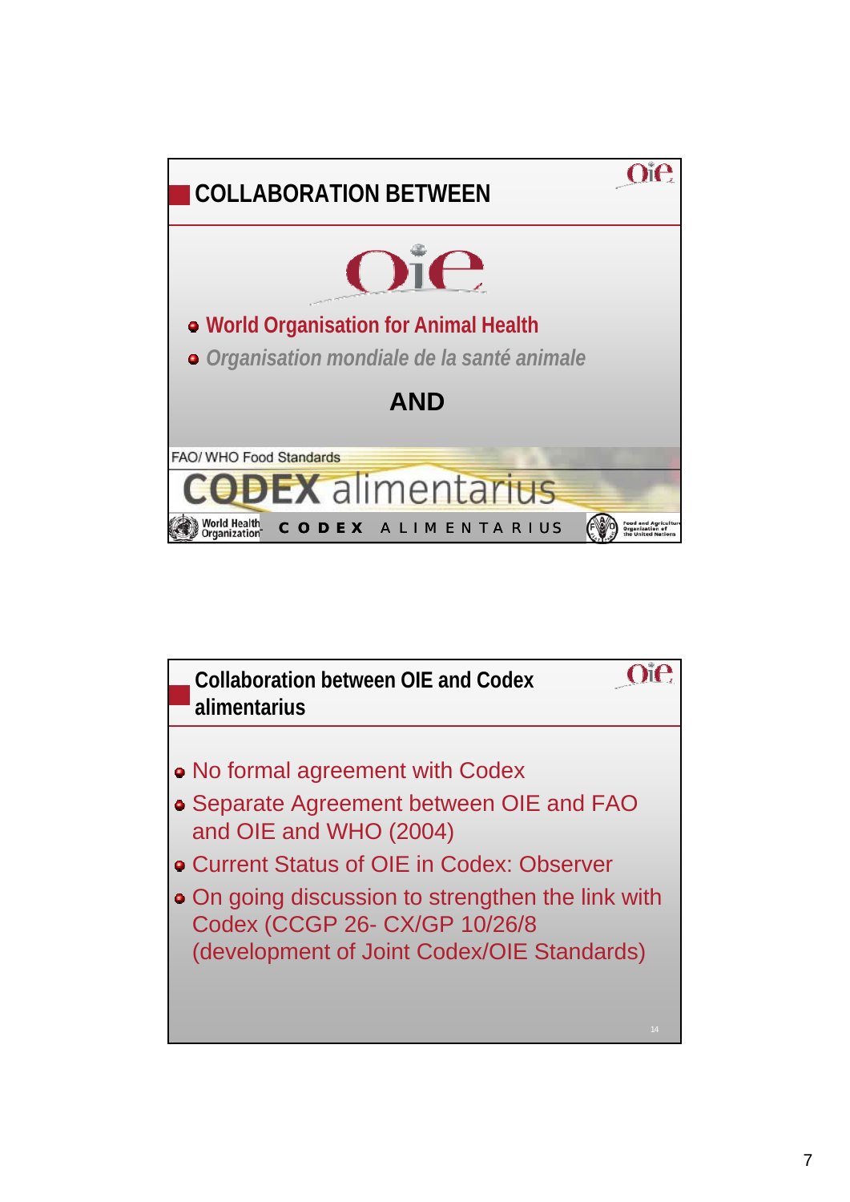## COLLABORATION BETWEEN

Oie

- World Organisation for Animal Health
- *Organisation mondiale de la santé animale*

**AND**

FAO/ WHO Food Standards

CODEX alimentarius

World Health Organization — CODEX ALIMENTARIUS — Food and Agriculture Organization of the United Nations

## Collaboration between OIE and Codex alimentarius

- No formal agreement with Codex
- Separate Agreement between OIE and FAO and OIE and WHO (2004)
- Current Status of OIE in Codex: Observer
- On going discussion to strengthen the link with Codex (CCGP 26- CX/GP 10/26/8 (development of Joint Codex/OIE Standards)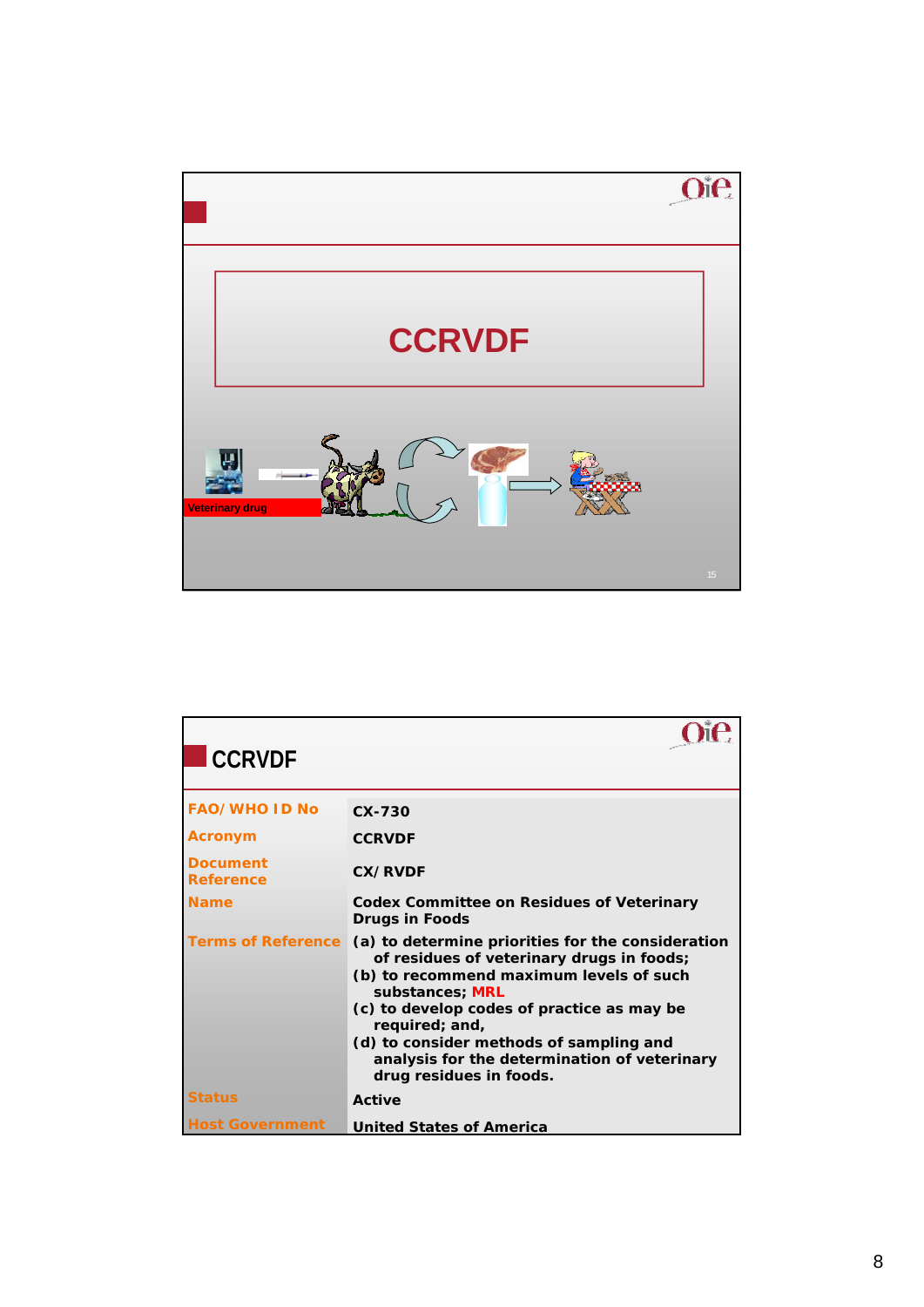# CCRVDF

Veterinary drug

## CCRVDF

| | |
|---|---|
| **FAO/WHO ID No** | CX-730 |
| **Acronym** | CCRVDF |
| **Document Reference** | CX/RVDF |
| **Name** | Codex Committee on Residues of Veterinary Drugs in Foods |
| **Terms of Reference** | (a) to determine priorities for the consideration of residues of veterinary drugs in foods;<br>(b) to recommend maximum levels of such substances; MRL<br>(c) to develop codes of practice as may be required; and,<br>(d) to consider methods of sampling and analysis for the determination of veterinary drug residues in foods. |
| **Status** | Active |
| **Host Government** | United States of America |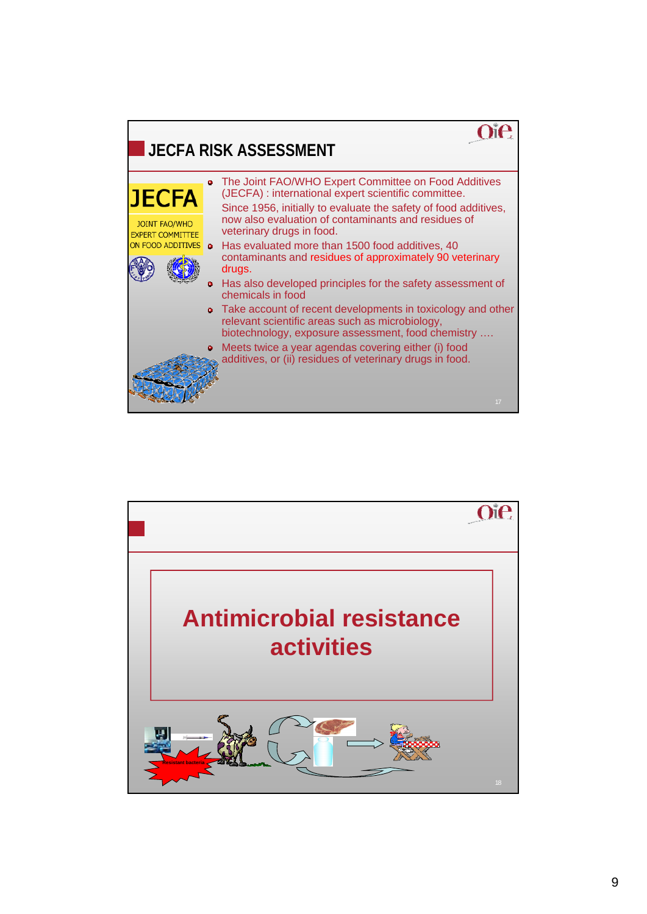## JECFA RISK ASSESSMENT

JECFA

JOINT FAO/WHO EXPERT COMMITTEE ON FOOD ADDITIVES

- The Joint FAO/WHO Expert Committee on Food Additives (JECFA) : international expert scientific committee.
  Since 1956, initially to evaluate the safety of food additives, now also evaluation of contaminants and residues of veterinary drugs in food.
- Has evaluated more than 1500 food additives, 40 contaminants and residues of approximately 90 veterinary drugs.
- Has also developed principles for the safety assessment of chemicals in food
- Take account of recent developments in toxicology and other relevant scientific areas such as microbiology, biotechnology, exposure assessment, food chemistry ….
- Meets twice a year agendas covering either (i) food additives, or (ii) residues of veterinary drugs in food.

## Antimicrobial resistance activities

Resistant bacteria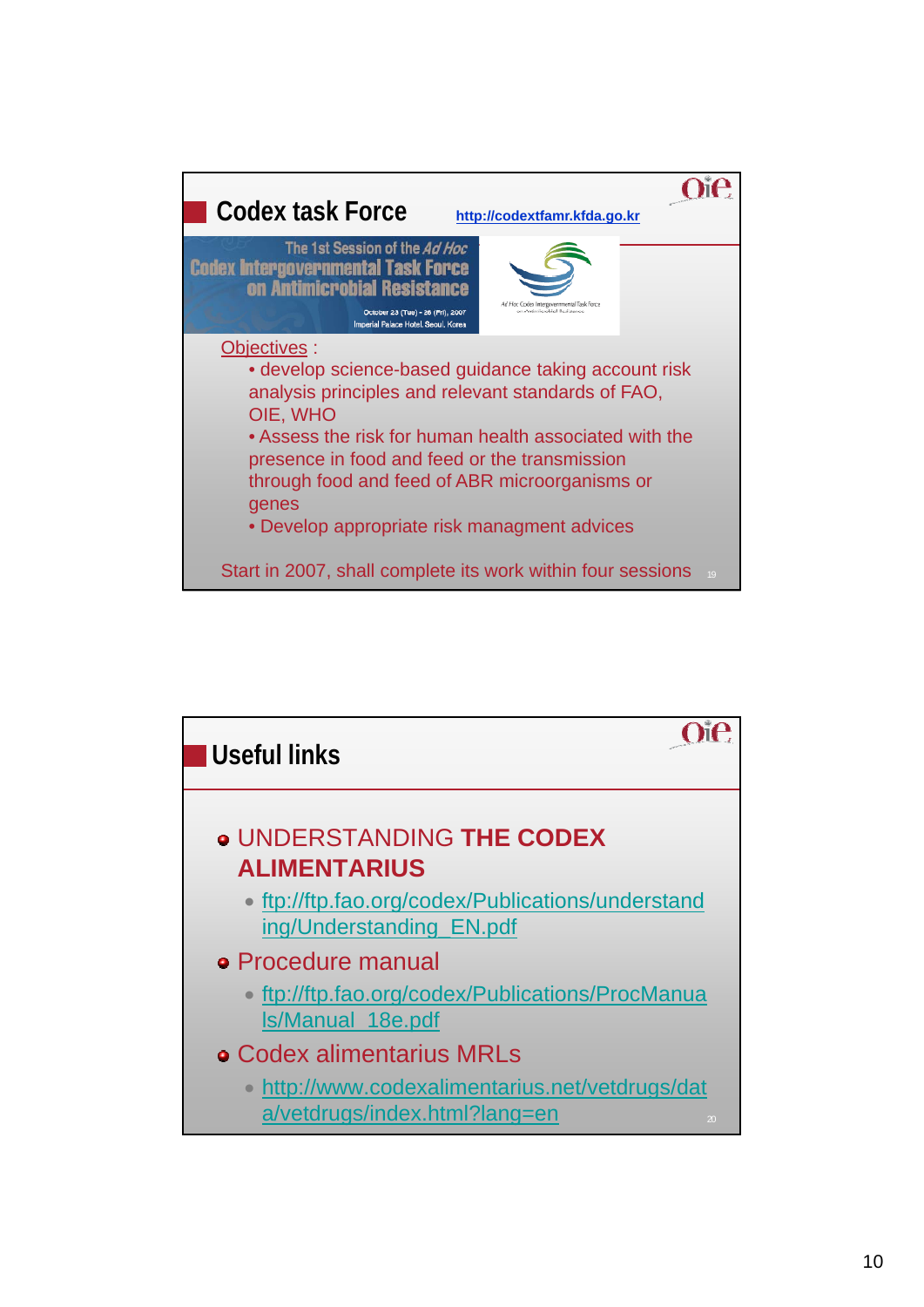## Codex task Force

http://codextfamr.kfda.go.kr

The 1st Session of the *Ad Hoc* Codex Intergovernmental Task Force on Antimicrobial Resistance

October 23 (Tue) – 26 (Fri), 2007
Imperial Palace Hotel Seoul, Korea

Objectives :

- develop science-based guidance taking account risk analysis principles and relevant standards of FAO, OIE, WHO
- Assess the risk for human health associated with the presence in food and feed or the transmission through food and feed of ABR microorganisms or genes
- Develop appropriate risk managment advices

Start in 2007, shall complete its work within four sessions

## Useful links

- UNDERSTANDING **THE CODEX ALIMENTARIUS**
  - ftp://ftp.fao.org/codex/Publications/understanding/Understanding_EN.pdf
- Procedure manual
  - ftp://ftp.fao.org/codex/Publications/ProcManuals/Manual_18e.pdf
- Codex alimentarius MRLs
  - http://www.codexalimentarius.net/vetdrugs/data/vetdrugs/index.html?lang=en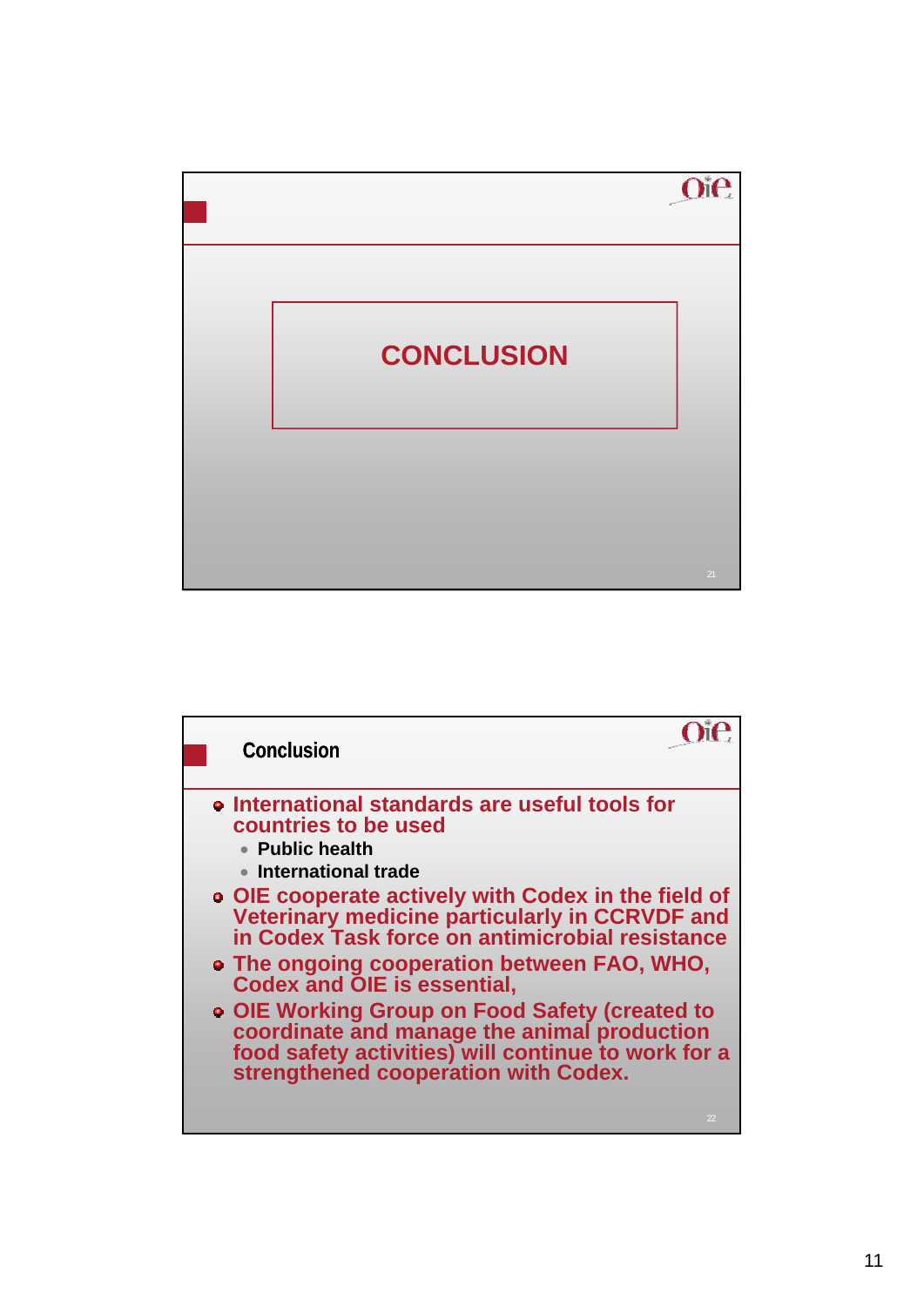# CONCLUSION

## Conclusion

- International standards are useful tools for countries to be used
  - Public health
  - International trade
- OIE cooperate actively with Codex in the field of Veterinary medicine particularly in CCRVDF and in Codex Task force on antimicrobial resistance
- The ongoing cooperation between FAO, WHO, Codex and OIE is essential,
- OIE Working Group on Food Safety (created to coordinate and manage the animal production food safety activities) will continue to work for a strengthened cooperation with Codex.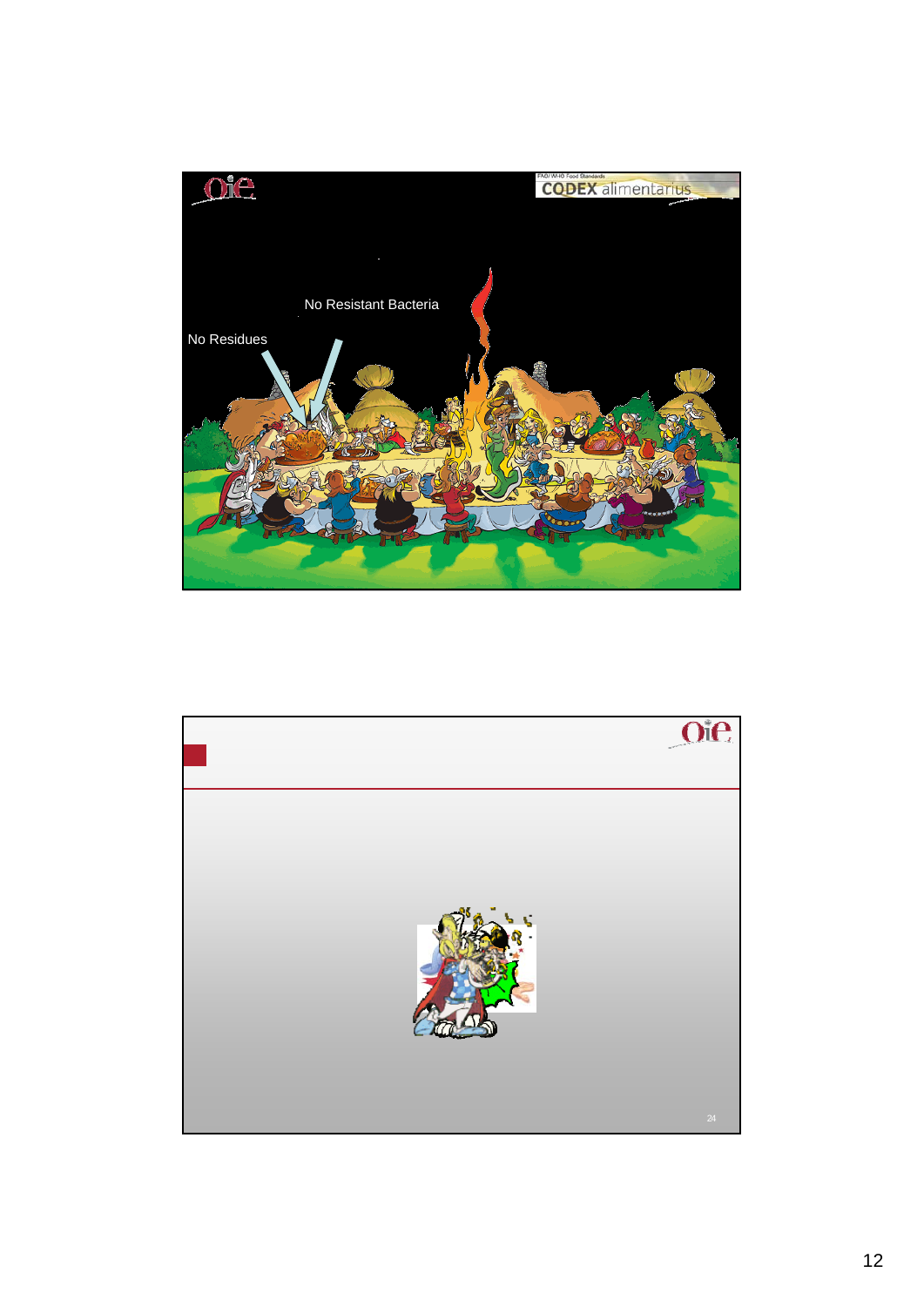No Resistant Bacteria

No Residues